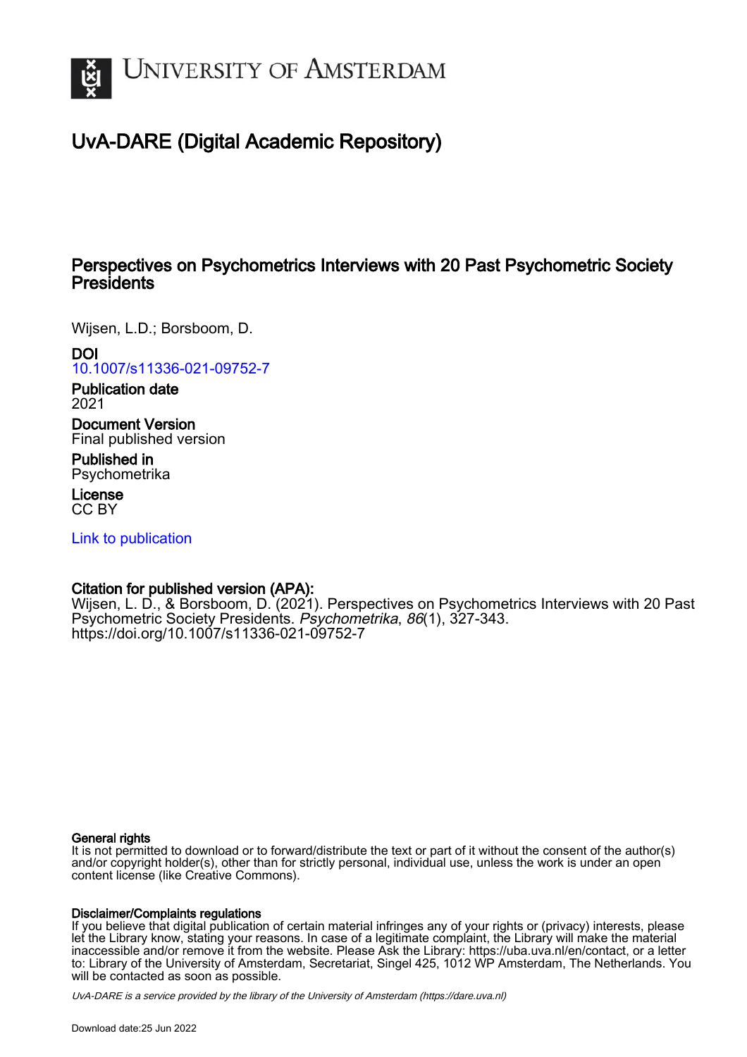# UvA-DARE (Digital Academic Repository)

## Perspectives on Psychometrics Interviews with 20 Past Psychometric Society Presidents

Wijsen, L.D.; Borsboom, D.

**DOI**
10.1007/s11336-021-09752-7

**Publication date**
2021

**Document Version**
Final published version

**Published in**
Psychometrika

**License**
CC BY

Link to publication

**Citation for published version (APA):**
Wijsen, L. D., & Borsboom, D. (2021). Perspectives on Psychometrics Interviews with 20 Past Psychometric Society Presidents. *Psychometrika*, *86*(1), 327-343. https://doi.org/10.1007/s11336-021-09752-7

**General rights**
It is not permitted to download or to forward/distribute the text or part of it without the consent of the author(s) and/or copyright holder(s), other than for strictly personal, individual use, unless the work is under an open content license (like Creative Commons).

**Disclaimer/Complaints regulations**
If you believe that digital publication of certain material infringes any of your rights or (privacy) interests, please let the Library know, stating your reasons. In case of a legitimate complaint, the Library will make the material inaccessible and/or remove it from the website. Please Ask the Library: https://uba.uva.nl/en/contact, or a letter to: Library of the University of Amsterdam, Secretariat, Singel 425, 1012 WP Amsterdam, The Netherlands. You will be contacted as soon as possible.

*UvA-DARE is a service provided by the library of the University of Amsterdam (https://dare.uva.nl)*

Download date:25 Jun 2022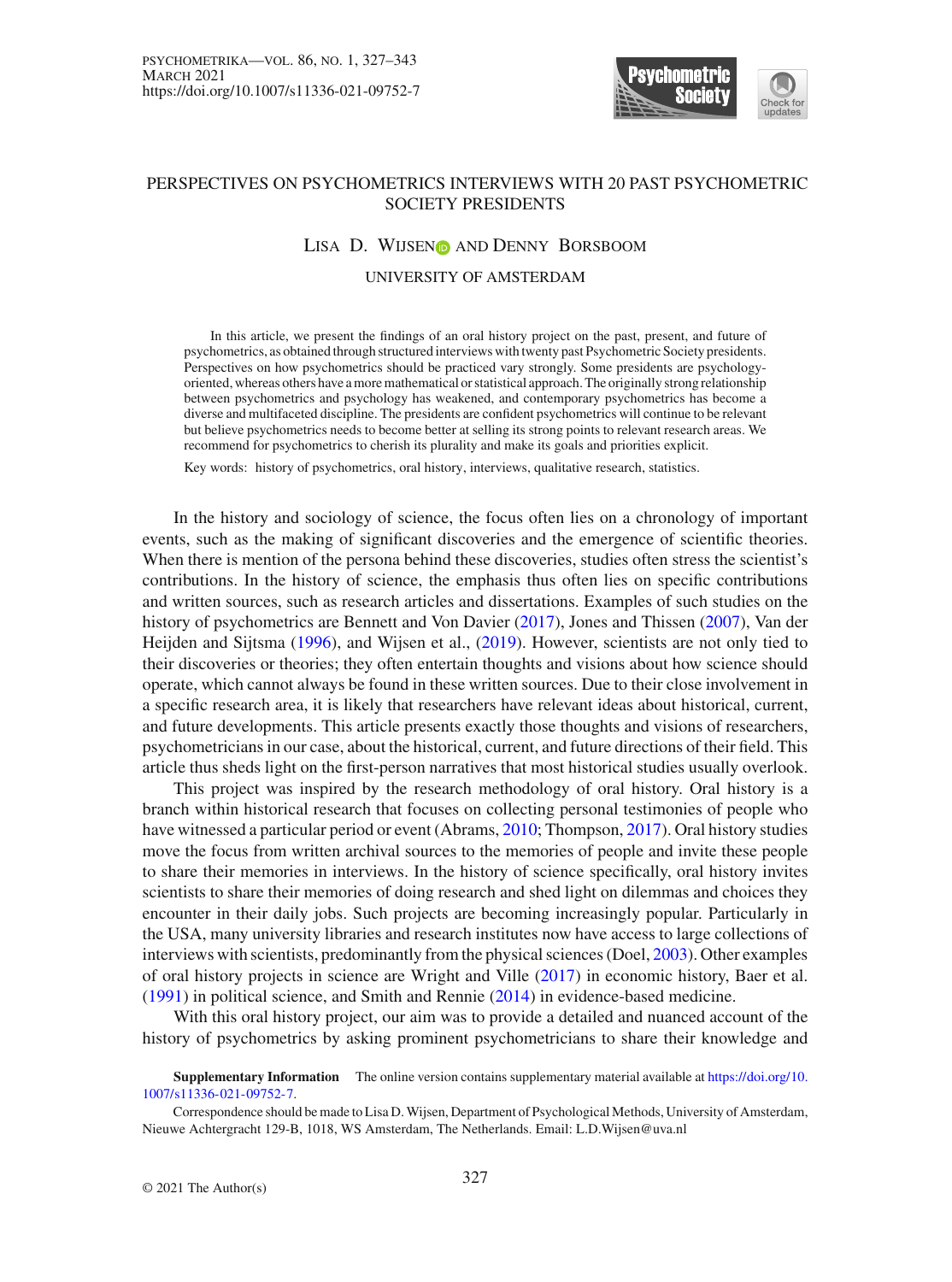# PERSPECTIVES ON PSYCHOMETRICS INTERVIEWS WITH 20 PAST PSYCHOMETRIC SOCIETY PRESIDENTS

LISA D. WIJSEN AND DENNY BORSBOOM

UNIVERSITY OF AMSTERDAM

In this article, we present the findings of an oral history project on the past, present, and future of psychometrics, as obtained through structured interviews with twenty past Psychometric Society presidents. Perspectives on how psychometrics should be practiced vary strongly. Some presidents are psychology-oriented, whereas others have a more mathematical or statistical approach. The originally strong relationship between psychometrics and psychology has weakened, and contemporary psychometrics has become a diverse and multifaceted discipline. The presidents are confident psychometrics will continue to be relevant but believe psychometrics needs to become better at selling its strong points to relevant research areas. We recommend for psychometrics to cherish its plurality and make its goals and priorities explicit.

Key words: history of psychometrics, oral history, interviews, qualitative research, statistics.

In the history and sociology of science, the focus often lies on a chronology of important events, such as the making of significant discoveries and the emergence of scientific theories. When there is mention of the persona behind these discoveries, studies often stress the scientist's contributions. In the history of science, the emphasis thus often lies on specific contributions and written sources, such as research articles and dissertations. Examples of such studies on the history of psychometrics are Bennett and Von Davier (2017), Jones and Thissen (2007), Van der Heijden and Sijtsma (1996), and Wijsen et al., (2019). However, scientists are not only tied to their discoveries or theories; they often entertain thoughts and visions about how science should operate, which cannot always be found in these written sources. Due to their close involvement in a specific research area, it is likely that researchers have relevant ideas about historical, current, and future developments. This article presents exactly those thoughts and visions of researchers, psychometricians in our case, about the historical, current, and future directions of their field. This article thus sheds light on the first-person narratives that most historical studies usually overlook.

This project was inspired by the research methodology of oral history. Oral history is a branch within historical research that focuses on collecting personal testimonies of people who have witnessed a particular period or event (Abrams, 2010; Thompson, 2017). Oral history studies move the focus from written archival sources to the memories of people and invite these people to share their memories in interviews. In the history of science specifically, oral history invites scientists to share their memories of doing research and shed light on dilemmas and choices they encounter in their daily jobs. Such projects are becoming increasingly popular. Particularly in the USA, many university libraries and research institutes now have access to large collections of interviews with scientists, predominantly from the physical sciences (Doel, 2003). Other examples of oral history projects in science are Wright and Ville (2017) in economic history, Baer et al. (1991) in political science, and Smith and Rennie (2014) in evidence-based medicine.

With this oral history project, our aim was to provide a detailed and nuanced account of the history of psychometrics by asking prominent psychometricians to share their knowledge and

**Supplementary Information** The online version contains supplementary material available at https://doi.org/10.1007/s11336-021-09752-7.

Correspondence should be made to Lisa D. Wijsen, Department of Psychological Methods, University of Amsterdam, Nieuwe Achtergracht 129-B, 1018, WS Amsterdam, The Netherlands. Email: L.D.Wijsen@uva.nl

© 2021 The Author(s)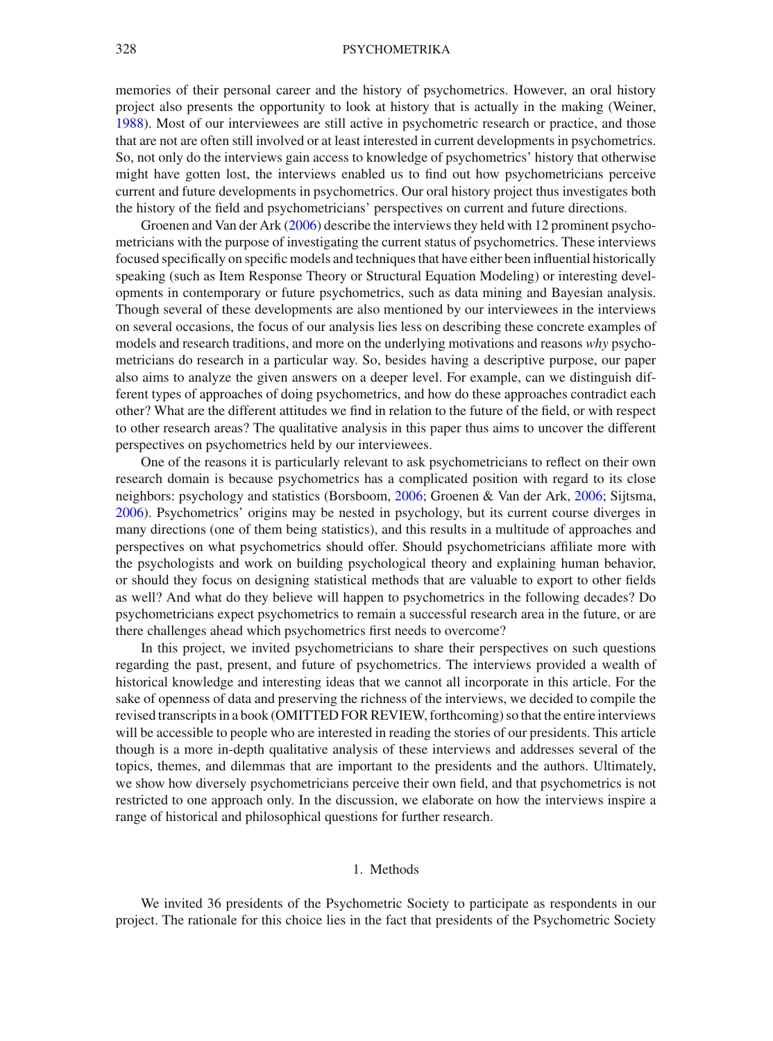memories of their personal career and the history of psychometrics. However, an oral history project also presents the opportunity to look at history that is actually in the making (Weiner, 1988). Most of our interviewees are still active in psychometric research or practice, and those that are not are often still involved or at least interested in current developments in psychometrics. So, not only do the interviews gain access to knowledge of psychometrics' history that otherwise might have gotten lost, the interviews enabled us to find out how psychometricians perceive current and future developments in psychometrics. Our oral history project thus investigates both the history of the field and psychometricians' perspectives on current and future directions.

Groenen and Van der Ark (2006) describe the interviews they held with 12 prominent psychometricians with the purpose of investigating the current status of psychometrics. These interviews focused specifically on specific models and techniques that have either been influential historically speaking (such as Item Response Theory or Structural Equation Modeling) or interesting developments in contemporary or future psychometrics, such as data mining and Bayesian analysis. Though several of these developments are also mentioned by our interviewees in the interviews on several occasions, the focus of our analysis lies less on describing these concrete examples of models and research traditions, and more on the underlying motivations and reasons *why* psychometricians do research in a particular way. So, besides having a descriptive purpose, our paper also aims to analyze the given answers on a deeper level. For example, can we distinguish different types of approaches of doing psychometrics, and how do these approaches contradict each other? What are the different attitudes we find in relation to the future of the field, or with respect to other research areas? The qualitative analysis in this paper thus aims to uncover the different perspectives on psychometrics held by our interviewees.

One of the reasons it is particularly relevant to ask psychometricians to reflect on their own research domain is because psychometrics has a complicated position with regard to its close neighbors: psychology and statistics (Borsboom, 2006; Groenen & Van der Ark, 2006; Sijtsma, 2006). Psychometrics' origins may be nested in psychology, but its current course diverges in many directions (one of them being statistics), and this results in a multitude of approaches and perspectives on what psychometrics should offer. Should psychometricians affiliate more with the psychologists and work on building psychological theory and explaining human behavior, or should they focus on designing statistical methods that are valuable to export to other fields as well? And what do they believe will happen to psychometrics in the following decades? Do psychometricians expect psychometrics to remain a successful research area in the future, or are there challenges ahead which psychometrics first needs to overcome?

In this project, we invited psychometricians to share their perspectives on such questions regarding the past, present, and future of psychometrics. The interviews provided a wealth of historical knowledge and interesting ideas that we cannot all incorporate in this article. For the sake of openness of data and preserving the richness of the interviews, we decided to compile the revised transcripts in a book (OMITTED FOR REVIEW, forthcoming) so that the entire interviews will be accessible to people who are interested in reading the stories of our presidents. This article though is a more in-depth qualitative analysis of these interviews and addresses several of the topics, themes, and dilemmas that are important to the presidents and the authors. Ultimately, we show how diversely psychometricians perceive their own field, and that psychometrics is not restricted to one approach only. In the discussion, we elaborate on how the interviews inspire a range of historical and philosophical questions for further research.

## 1. Methods

We invited 36 presidents of the Psychometric Society to participate as respondents in our project. The rationale for this choice lies in the fact that presidents of the Psychometric Society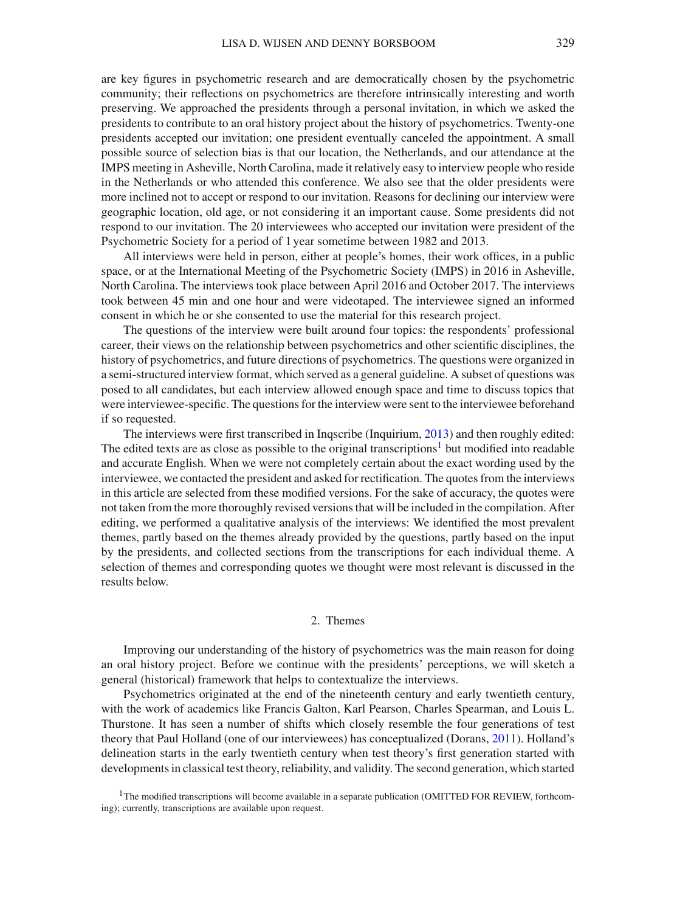are key figures in psychometric research and are democratically chosen by the psychometric community; their reflections on psychometrics are therefore intrinsically interesting and worth preserving. We approached the presidents through a personal invitation, in which we asked the presidents to contribute to an oral history project about the history of psychometrics. Twenty-one presidents accepted our invitation; one president eventually canceled the appointment. A small possible source of selection bias is that our location, the Netherlands, and our attendance at the IMPS meeting in Asheville, North Carolina, made it relatively easy to interview people who reside in the Netherlands or who attended this conference. We also see that the older presidents were more inclined not to accept or respond to our invitation. Reasons for declining our interview were geographic location, old age, or not considering it an important cause. Some presidents did not respond to our invitation. The 20 interviewees who accepted our invitation were president of the Psychometric Society for a period of 1 year sometime between 1982 and 2013.

All interviews were held in person, either at people's homes, their work offices, in a public space, or at the International Meeting of the Psychometric Society (IMPS) in 2016 in Asheville, North Carolina. The interviews took place between April 2016 and October 2017. The interviews took between 45 min and one hour and were videotaped. The interviewee signed an informed consent in which he or she consented to use the material for this research project.

The questions of the interview were built around four topics: the respondents' professional career, their views on the relationship between psychometrics and other scientific disciplines, the history of psychometrics, and future directions of psychometrics. The questions were organized in a semi-structured interview format, which served as a general guideline. A subset of questions was posed to all candidates, but each interview allowed enough space and time to discuss topics that were interviewee-specific. The questions for the interview were sent to the interviewee beforehand if so requested.

The interviews were first transcribed in Inqscribe (Inquirium, 2013) and then roughly edited: The edited texts are as close as possible to the original transcriptions[1] but modified into readable and accurate English. When we were not completely certain about the exact wording used by the interviewee, we contacted the president and asked for rectification. The quotes from the interviews in this article are selected from these modified versions. For the sake of accuracy, the quotes were not taken from the more thoroughly revised versions that will be included in the compilation. After editing, we performed a qualitative analysis of the interviews: We identified the most prevalent themes, partly based on the themes already provided by the questions, partly based on the input by the presidents, and collected sections from the transcriptions for each individual theme. A selection of themes and corresponding quotes we thought were most relevant is discussed in the results below.

## 2. Themes

Improving our understanding of the history of psychometrics was the main reason for doing an oral history project. Before we continue with the presidents' perceptions, we will sketch a general (historical) framework that helps to contextualize the interviews.

Psychometrics originated at the end of the nineteenth century and early twentieth century, with the work of academics like Francis Galton, Karl Pearson, Charles Spearman, and Louis L. Thurstone. It has seen a number of shifts which closely resemble the four generations of test theory that Paul Holland (one of our interviewees) has conceptualized (Dorans, 2011). Holland's delineation starts in the early twentieth century when test theory's first generation started with developments in classical test theory, reliability, and validity. The second generation, which started

[1] The modified transcriptions will become available in a separate publication (OMITTED FOR REVIEW, forthcoming); currently, transcriptions are available upon request.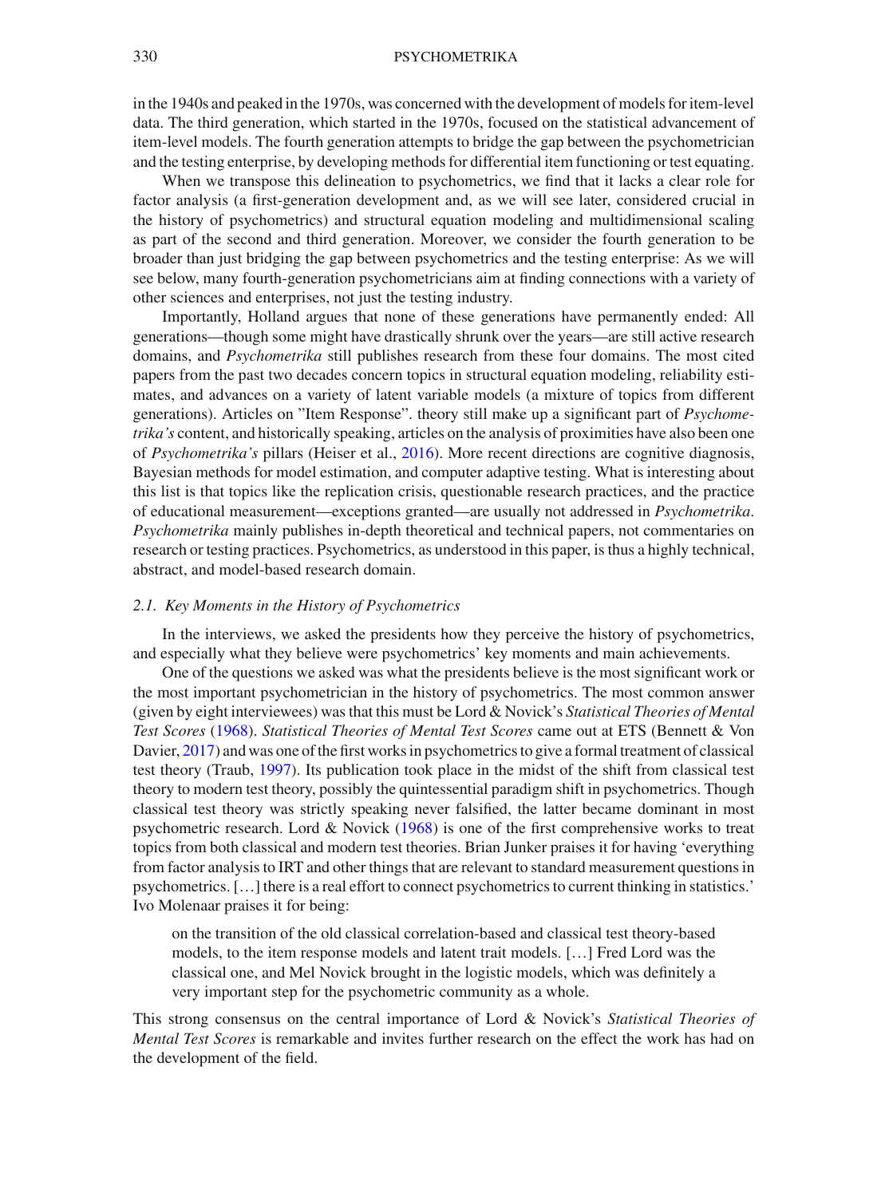in the 1940s and peaked in the 1970s, was concerned with the development of models for item-level data. The third generation, which started in the 1970s, focused on the statistical advancement of item-level models. The fourth generation attempts to bridge the gap between the psychometrician and the testing enterprise, by developing methods for differential item functioning or test equating.

When we transpose this delineation to psychometrics, we find that it lacks a clear role for factor analysis (a first-generation development and, as we will see later, considered crucial in the history of psychometrics) and structural equation modeling and multidimensional scaling as part of the second and third generation. Moreover, we consider the fourth generation to be broader than just bridging the gap between psychometrics and the testing enterprise: As we will see below, many fourth-generation psychometricians aim at finding connections with a variety of other sciences and enterprises, not just the testing industry.

Importantly, Holland argues that none of these generations have permanently ended: All generations—though some might have drastically shrunk over the years—are still active research domains, and *Psychometrika* still publishes research from these four domains. The most cited papers from the past two decades concern topics in structural equation modeling, reliability estimates, and advances on a variety of latent variable models (a mixture of topics from different generations). Articles on "Item Response". theory still make up a significant part of *Psychometrika's* content, and historically speaking, articles on the analysis of proximities have also been one of *Psychometrika's* pillars (Heiser et al., 2016). More recent directions are cognitive diagnosis, Bayesian methods for model estimation, and computer adaptive testing. What is interesting about this list is that topics like the replication crisis, questionable research practices, and the practice of educational measurement—exceptions granted—are usually not addressed in *Psychometrika*. *Psychometrika* mainly publishes in-depth theoretical and technical papers, not commentaries on research or testing practices. Psychometrics, as understood in this paper, is thus a highly technical, abstract, and model-based research domain.

### 2.1. Key Moments in the History of Psychometrics

In the interviews, we asked the presidents how they perceive the history of psychometrics, and especially what they believe were psychometrics' key moments and main achievements.

One of the questions we asked was what the presidents believe is the most significant work or the most important psychometrician in the history of psychometrics. The most common answer (given by eight interviewees) was that this must be Lord & Novick's *Statistical Theories of Mental Test Scores* (1968). *Statistical Theories of Mental Test Scores* came out at ETS (Bennett & Von Davier, 2017) and was one of the first works in psychometrics to give a formal treatment of classical test theory (Traub, 1997). Its publication took place in the midst of the shift from classical test theory to modern test theory, possibly the quintessential paradigm shift in psychometrics. Though classical test theory was strictly speaking never falsified, the latter became dominant in most psychometric research. Lord & Novick (1968) is one of the first comprehensive works to treat topics from both classical and modern test theories. Brian Junker praises it for having 'everything from factor analysis to IRT and other things that are relevant to standard measurement questions in psychometrics. […] there is a real effort to connect psychometrics to current thinking in statistics.' Ivo Molenaar praises it for being:

> on the transition of the old classical correlation-based and classical test theory-based models, to the item response models and latent trait models. […] Fred Lord was the classical one, and Mel Novick brought in the logistic models, which was definitely a very important step for the psychometric community as a whole.

This strong consensus on the central importance of Lord & Novick's *Statistical Theories of Mental Test Scores* is remarkable and invites further research on the effect the work has had on the development of the field.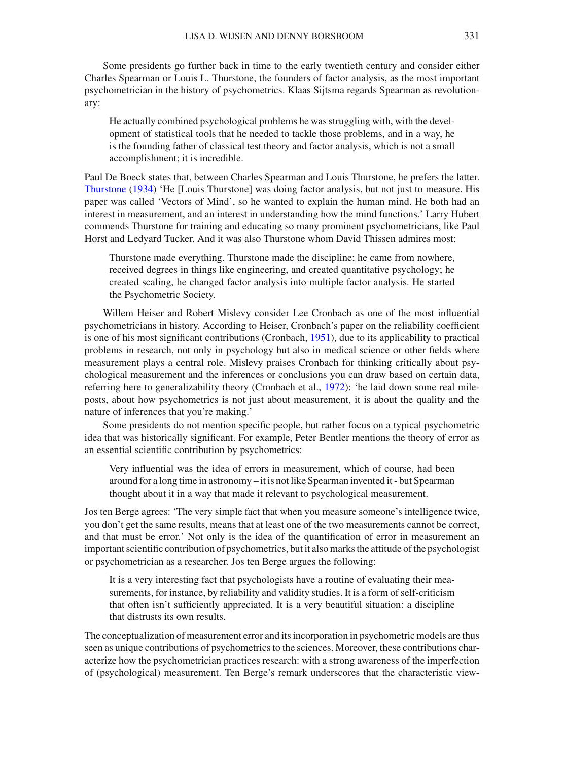Some presidents go further back in time to the early twentieth century and consider either Charles Spearman or Louis L. Thurstone, the founders of factor analysis, as the most important psychometrician in the history of psychometrics. Klaas Sijtsma regards Spearman as revolutionary:

> He actually combined psychological problems he was struggling with, with the development of statistical tools that he needed to tackle those problems, and in a way, he is the founding father of classical test theory and factor analysis, which is not a small accomplishment; it is incredible.

Paul De Boeck states that, between Charles Spearman and Louis Thurstone, he prefers the latter. Thurstone (1934) 'He [Louis Thurstone] was doing factor analysis, but not just to measure. His paper was called 'Vectors of Mind', so he wanted to explain the human mind. He both had an interest in measurement, and an interest in understanding how the mind functions.' Larry Hubert commends Thurstone for training and educating so many prominent psychometricians, like Paul Horst and Ledyard Tucker. And it was also Thurstone whom David Thissen admires most:

> Thurstone made everything. Thurstone made the discipline; he came from nowhere, received degrees in things like engineering, and created quantitative psychology; he created scaling, he changed factor analysis into multiple factor analysis. He started the Psychometric Society.

Willem Heiser and Robert Mislevy consider Lee Cronbach as one of the most influential psychometricians in history. According to Heiser, Cronbach's paper on the reliability coefficient is one of his most significant contributions (Cronbach, 1951), due to its applicability to practical problems in research, not only in psychology but also in medical science or other fields where measurement plays a central role. Mislevy praises Cronbach for thinking critically about psychological measurement and the inferences or conclusions you can draw based on certain data, referring here to generalizability theory (Cronbach et al., 1972): 'he laid down some real mileposts, about how psychometrics is not just about measurement, it is about the quality and the nature of inferences that you're making.'

Some presidents do not mention specific people, but rather focus on a typical psychometric idea that was historically significant. For example, Peter Bentler mentions the theory of error as an essential scientific contribution by psychometrics:

> Very influential was the idea of errors in measurement, which of course, had been around for a long time in astronomy – it is not like Spearman invented it - but Spearman thought about it in a way that made it relevant to psychological measurement.

Jos ten Berge agrees: 'The very simple fact that when you measure someone's intelligence twice, you don't get the same results, means that at least one of the two measurements cannot be correct, and that must be error.' Not only is the idea of the quantification of error in measurement an important scientific contribution of psychometrics, but it also marks the attitude of the psychologist or psychometrician as a researcher. Jos ten Berge argues the following:

> It is a very interesting fact that psychologists have a routine of evaluating their measurements, for instance, by reliability and validity studies. It is a form of self-criticism that often isn't sufficiently appreciated. It is a very beautiful situation: a discipline that distrusts its own results.

The conceptualization of measurement error and its incorporation in psychometric models are thus seen as unique contributions of psychometrics to the sciences. Moreover, these contributions characterize how the psychometrician practices research: with a strong awareness of the imperfection of (psychological) measurement. Ten Berge's remark underscores that the characteristic view-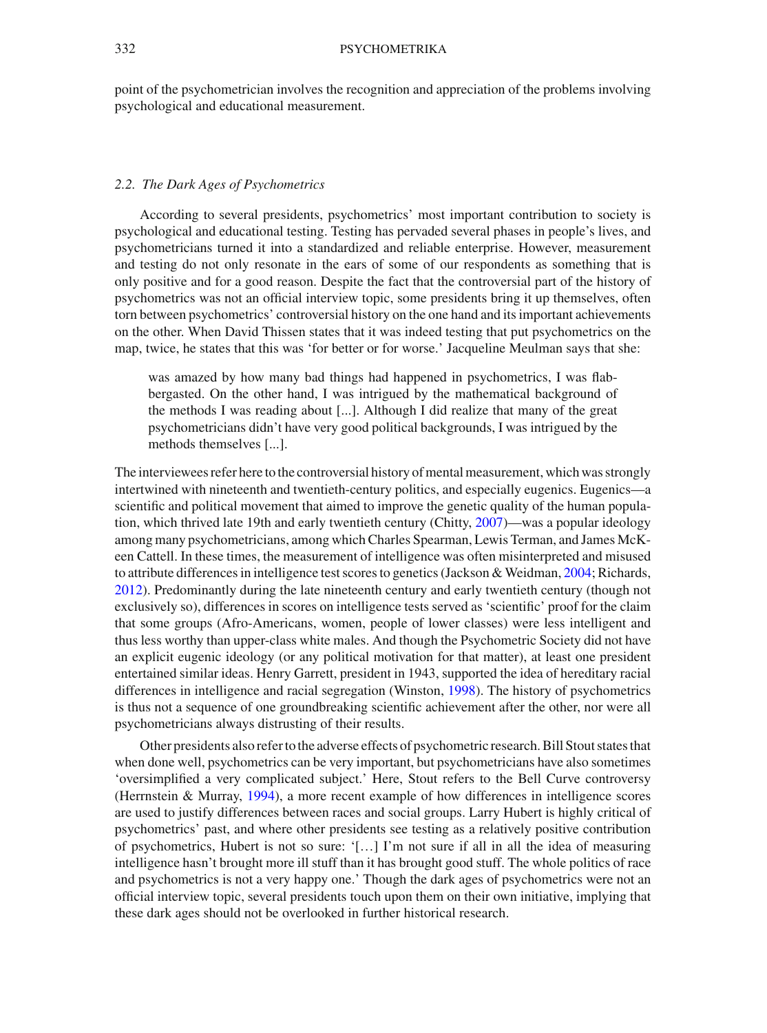point of the psychometrician involves the recognition and appreciation of the problems involving psychological and educational measurement.

### *2.2. The Dark Ages of Psychometrics*

According to several presidents, psychometrics' most important contribution to society is psychological and educational testing. Testing has pervaded several phases in people's lives, and psychometricians turned it into a standardized and reliable enterprise. However, measurement and testing do not only resonate in the ears of some of our respondents as something that is only positive and for a good reason. Despite the fact that the controversial part of the history of psychometrics was not an official interview topic, some presidents bring it up themselves, often torn between psychometrics' controversial history on the one hand and its important achievements on the other. When David Thissen states that it was indeed testing that put psychometrics on the map, twice, he states that this was 'for better or for worse.' Jacqueline Meulman says that she:

> was amazed by how many bad things had happened in psychometrics, I was flabbergasted. On the other hand, I was intrigued by the mathematical background of the methods I was reading about [...]. Although I did realize that many of the great psychometricians didn't have very good political backgrounds, I was intrigued by the methods themselves [...].

The interviewees refer here to the controversial history of mental measurement, which was strongly intertwined with nineteenth and twentieth-century politics, and especially eugenics. Eugenics—a scientific and political movement that aimed to improve the genetic quality of the human population, which thrived late 19th and early twentieth century (Chitty, 2007)—was a popular ideology among many psychometricians, among which Charles Spearman, Lewis Terman, and James McKeen Cattell. In these times, the measurement of intelligence was often misinterpreted and misused to attribute differences in intelligence test scores to genetics (Jackson & Weidman, 2004; Richards, 2012). Predominantly during the late nineteenth century and early twentieth century (though not exclusively so), differences in scores on intelligence tests served as 'scientific' proof for the claim that some groups (Afro-Americans, women, people of lower classes) were less intelligent and thus less worthy than upper-class white males. And though the Psychometric Society did not have an explicit eugenic ideology (or any political motivation for that matter), at least one president entertained similar ideas. Henry Garrett, president in 1943, supported the idea of hereditary racial differences in intelligence and racial segregation (Winston, 1998). The history of psychometrics is thus not a sequence of one groundbreaking scientific achievement after the other, nor were all psychometricians always distrusting of their results.

Other presidents also refer to the adverse effects of psychometric research. Bill Stout states that when done well, psychometrics can be very important, but psychometricians have also sometimes 'oversimplified a very complicated subject.' Here, Stout refers to the Bell Curve controversy (Herrnstein & Murray, 1994), a more recent example of how differences in intelligence scores are used to justify differences between races and social groups. Larry Hubert is highly critical of psychometrics' past, and where other presidents see testing as a relatively positive contribution of psychometrics, Hubert is not so sure: '[…] I'm not sure if all in all the idea of measuring intelligence hasn't brought more ill stuff than it has brought good stuff. The whole politics of race and psychometrics is not a very happy one.' Though the dark ages of psychometrics were not an official interview topic, several presidents touch upon them on their own initiative, implying that these dark ages should not be overlooked in further historical research.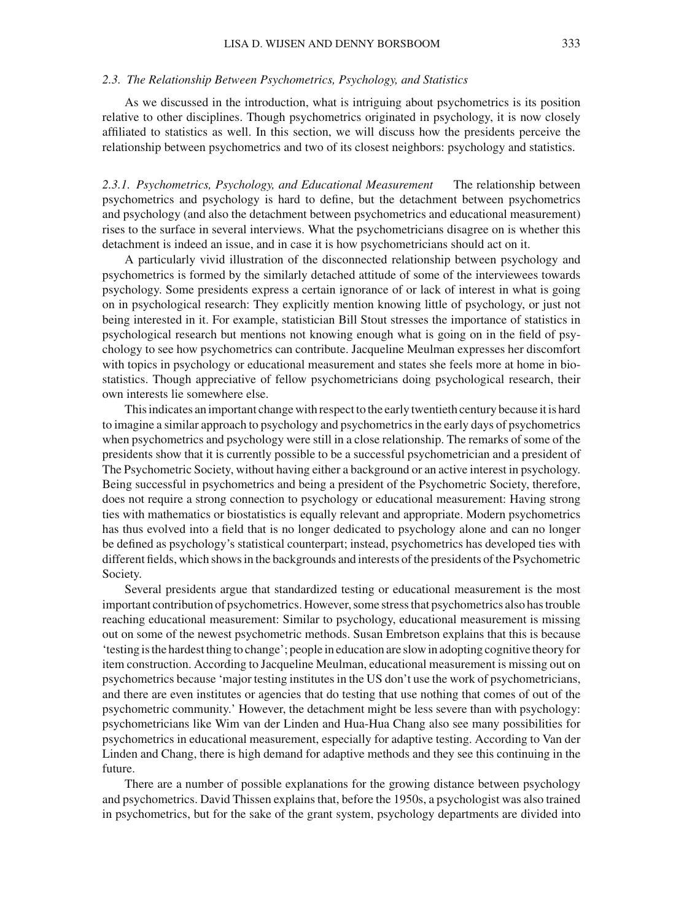### 2.3. The Relationship Between Psychometrics, Psychology, and Statistics

As we discussed in the introduction, what is intriguing about psychometrics is its position relative to other disciplines. Though psychometrics originated in psychology, it is now closely affiliated to statistics as well. In this section, we will discuss how the presidents perceive the relationship between psychometrics and two of its closest neighbors: psychology and statistics.

#### 2.3.1. Psychometrics, Psychology, and Educational Measurement

The relationship between psychometrics and psychology is hard to define, but the detachment between psychometrics and psychology (and also the detachment between psychometrics and educational measurement) rises to the surface in several interviews. What the psychometricians disagree on is whether this detachment is indeed an issue, and in case it is how psychometricians should act on it.

A particularly vivid illustration of the disconnected relationship between psychology and psychometrics is formed by the similarly detached attitude of some of the interviewees towards psychology. Some presidents express a certain ignorance of or lack of interest in what is going on in psychological research: They explicitly mention knowing little of psychology, or just not being interested in it. For example, statistician Bill Stout stresses the importance of statistics in psychological research but mentions not knowing enough what is going on in the field of psychology to see how psychometrics can contribute. Jacqueline Meulman expresses her discomfort with topics in psychology or educational measurement and states she feels more at home in biostatistics. Though appreciative of fellow psychometricians doing psychological research, their own interests lie somewhere else.

This indicates an important change with respect to the early twentieth century because it is hard to imagine a similar approach to psychology and psychometrics in the early days of psychometrics when psychometrics and psychology were still in a close relationship. The remarks of some of the presidents show that it is currently possible to be a successful psychometrician and a president of The Psychometric Society, without having either a background or an active interest in psychology. Being successful in psychometrics and being a president of the Psychometric Society, therefore, does not require a strong connection to psychology or educational measurement: Having strong ties with mathematics or biostatistics is equally relevant and appropriate. Modern psychometrics has thus evolved into a field that is no longer dedicated to psychology alone and can no longer be defined as psychology's statistical counterpart; instead, psychometrics has developed ties with different fields, which shows in the backgrounds and interests of the presidents of the Psychometric Society.

Several presidents argue that standardized testing or educational measurement is the most important contribution of psychometrics. However, some stress that psychometrics also has trouble reaching educational measurement: Similar to psychology, educational measurement is missing out on some of the newest psychometric methods. Susan Embretson explains that this is because 'testing is the hardest thing to change'; people in education are slow in adopting cognitive theory for item construction. According to Jacqueline Meulman, educational measurement is missing out on psychometrics because 'major testing institutes in the US don't use the work of psychometricians, and there are even institutes or agencies that do testing that use nothing that comes of out of the psychometric community.' However, the detachment might be less severe than with psychology: psychometricians like Wim van der Linden and Hua-Hua Chang also see many possibilities for psychometrics in educational measurement, especially for adaptive testing. According to Van der Linden and Chang, there is high demand for adaptive methods and they see this continuing in the future.

There are a number of possible explanations for the growing distance between psychology and psychometrics. David Thissen explains that, before the 1950s, a psychologist was also trained in psychometrics, but for the sake of the grant system, psychology departments are divided into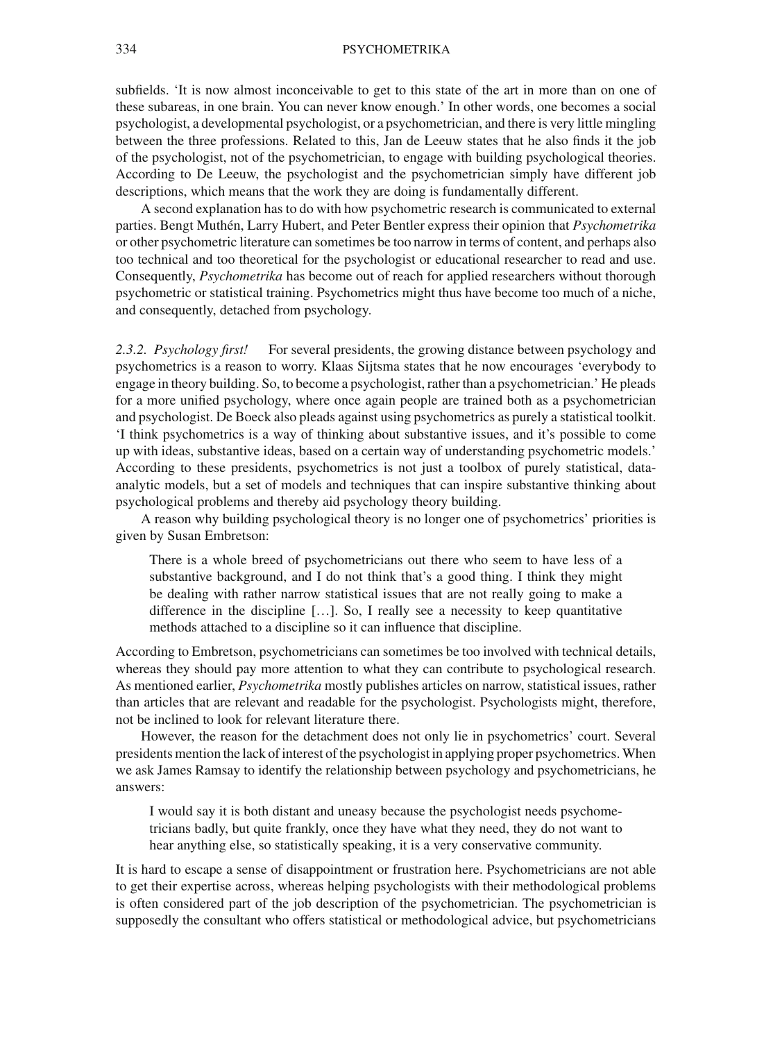subfields. 'It is now almost inconceivable to get to this state of the art in more than on one of these subareas, in one brain. You can never know enough.' In other words, one becomes a social psychologist, a developmental psychologist, or a psychometrician, and there is very little mingling between the three professions. Related to this, Jan de Leeuw states that he also finds it the job of the psychologist, not of the psychometrician, to engage with building psychological theories. According to De Leeuw, the psychologist and the psychometrician simply have different job descriptions, which means that the work they are doing is fundamentally different.

A second explanation has to do with how psychometric research is communicated to external parties. Bengt Muthén, Larry Hubert, and Peter Bentler express their opinion that *Psychometrika* or other psychometric literature can sometimes be too narrow in terms of content, and perhaps also too technical and too theoretical for the psychologist or educational researcher to read and use. Consequently, *Psychometrika* has become out of reach for applied researchers without thorough psychometric or statistical training. Psychometrics might thus have become too much of a niche, and consequently, detached from psychology.

#### *2.3.2. Psychology first!*

For several presidents, the growing distance between psychology and psychometrics is a reason to worry. Klaas Sijtsma states that he now encourages 'everybody to engage in theory building. So, to become a psychologist, rather than a psychometrician.' He pleads for a more unified psychology, where once again people are trained both as a psychometrician and psychologist. De Boeck also pleads against using psychometrics as purely a statistical toolkit. 'I think psychometrics is a way of thinking about substantive issues, and it's possible to come up with ideas, substantive ideas, based on a certain way of understanding psychometric models.' According to these presidents, psychometrics is not just a toolbox of purely statistical, data-analytic models, but a set of models and techniques that can inspire substantive thinking about psychological problems and thereby aid psychology theory building.

A reason why building psychological theory is no longer one of psychometrics' priorities is given by Susan Embretson:

> There is a whole breed of psychometricians out there who seem to have less of a substantive background, and I do not think that's a good thing. I think they might be dealing with rather narrow statistical issues that are not really going to make a difference in the discipline […]. So, I really see a necessity to keep quantitative methods attached to a discipline so it can influence that discipline.

According to Embretson, psychometricians can sometimes be too involved with technical details, whereas they should pay more attention to what they can contribute to psychological research. As mentioned earlier, *Psychometrika* mostly publishes articles on narrow, statistical issues, rather than articles that are relevant and readable for the psychologist. Psychologists might, therefore, not be inclined to look for relevant literature there.

However, the reason for the detachment does not only lie in psychometrics' court. Several presidents mention the lack of interest of the psychologist in applying proper psychometrics. When we ask James Ramsay to identify the relationship between psychology and psychometricians, he answers:

> I would say it is both distant and uneasy because the psychologist needs psychometricians badly, but quite frankly, once they have what they need, they do not want to hear anything else, so statistically speaking, it is a very conservative community.

It is hard to escape a sense of disappointment or frustration here. Psychometricians are not able to get their expertise across, whereas helping psychologists with their methodological problems is often considered part of the job description of the psychometrician. The psychometrician is supposedly the consultant who offers statistical or methodological advice, but psychometricians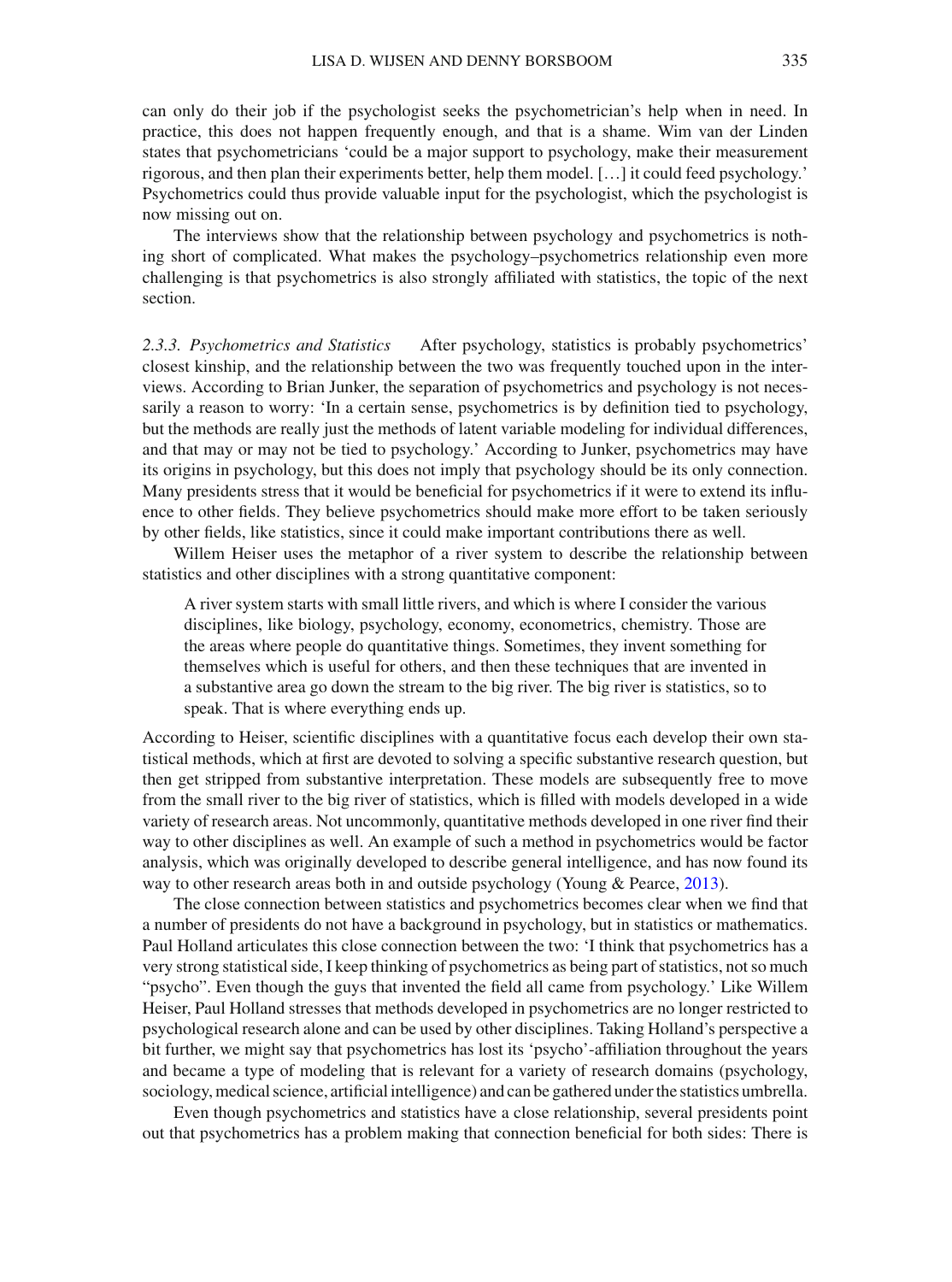can only do their job if the psychologist seeks the psychometrician's help when in need. In practice, this does not happen frequently enough, and that is a shame. Wim van der Linden states that psychometricians 'could be a major support to psychology, make their measurement rigorous, and then plan their experiments better, help them model. [...] it could feed psychology.' Psychometrics could thus provide valuable input for the psychologist, which the psychologist is now missing out on.

The interviews show that the relationship between psychology and psychometrics is nothing short of complicated. What makes the psychology–psychometrics relationship even more challenging is that psychometrics is also strongly affiliated with statistics, the topic of the next section.

*2.3.3. Psychometrics and Statistics* After psychology, statistics is probably psychometrics' closest kinship, and the relationship between the two was frequently touched upon in the interviews. According to Brian Junker, the separation of psychometrics and psychology is not necessarily a reason to worry: 'In a certain sense, psychometrics is by definition tied to psychology, but the methods are really just the methods of latent variable modeling for individual differences, and that may or may not be tied to psychology.' According to Junker, psychometrics may have its origins in psychology, but this does not imply that psychology should be its only connection. Many presidents stress that it would be beneficial for psychometrics if it were to extend its influence to other fields. They believe psychometrics should make more effort to be taken seriously by other fields, like statistics, since it could make important contributions there as well.

Willem Heiser uses the metaphor of a river system to describe the relationship between statistics and other disciplines with a strong quantitative component:

> A river system starts with small little rivers, and which is where I consider the various disciplines, like biology, psychology, economy, econometrics, chemistry. Those are the areas where people do quantitative things. Sometimes, they invent something for themselves which is useful for others, and then these techniques that are invented in a substantive area go down the stream to the big river. The big river is statistics, so to speak. That is where everything ends up.

According to Heiser, scientific disciplines with a quantitative focus each develop their own statistical methods, which at first are devoted to solving a specific substantive research question, but then get stripped from substantive interpretation. These models are subsequently free to move from the small river to the big river of statistics, which is filled with models developed in a wide variety of research areas. Not uncommonly, quantitative methods developed in one river find their way to other disciplines as well. An example of such a method in psychometrics would be factor analysis, which was originally developed to describe general intelligence, and has now found its way to other research areas both in and outside psychology (Young & Pearce, 2013).

The close connection between statistics and psychometrics becomes clear when we find that a number of presidents do not have a background in psychology, but in statistics or mathematics. Paul Holland articulates this close connection between the two: 'I think that psychometrics has a very strong statistical side, I keep thinking of psychometrics as being part of statistics, not so much "psycho". Even though the guys that invented the field all came from psychology.' Like Willem Heiser, Paul Holland stresses that methods developed in psychometrics are no longer restricted to psychological research alone and can be used by other disciplines. Taking Holland's perspective a bit further, we might say that psychometrics has lost its 'psycho'-affiliation throughout the years and became a type of modeling that is relevant for a variety of research domains (psychology, sociology, medical science, artificial intelligence) and can be gathered under the statistics umbrella.

Even though psychometrics and statistics have a close relationship, several presidents point out that psychometrics has a problem making that connection beneficial for both sides: There is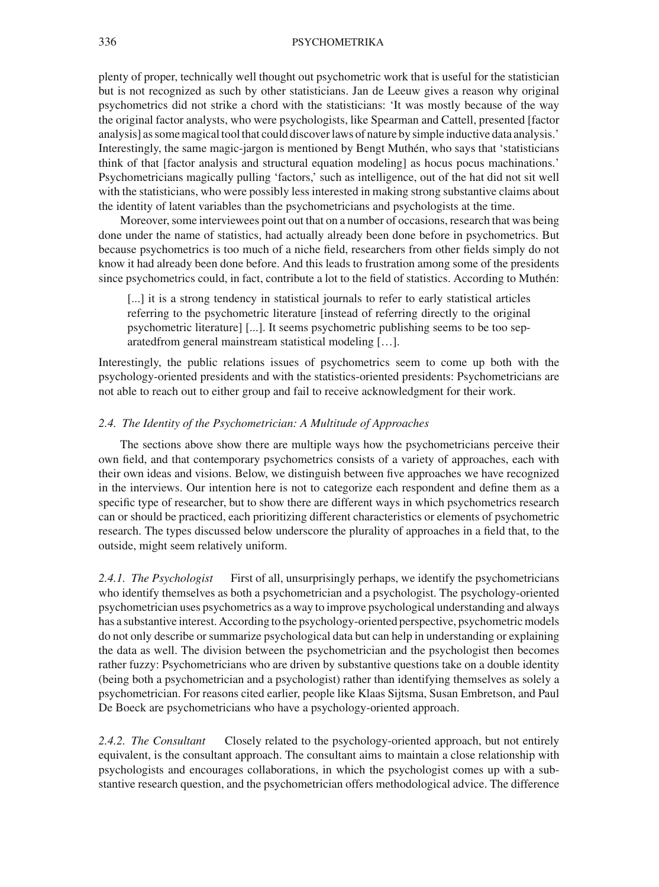plenty of proper, technically well thought out psychometric work that is useful for the statistician but is not recognized as such by other statisticians. Jan de Leeuw gives a reason why original psychometrics did not strike a chord with the statisticians: 'It was mostly because of the way the original factor analysts, who were psychologists, like Spearman and Cattell, presented [factor analysis] as some magical tool that could discover laws of nature by simple inductive data analysis.' Interestingly, the same magic-jargon is mentioned by Bengt Muthén, who says that 'statisticians think of that [factor analysis and structural equation modeling] as hocus pocus machinations.' Psychometricians magically pulling 'factors,' such as intelligence, out of the hat did not sit well with the statisticians, who were possibly less interested in making strong substantive claims about the identity of latent variables than the psychometricians and psychologists at the time.

Moreover, some interviewees point out that on a number of occasions, research that was being done under the name of statistics, had actually already been done before in psychometrics. But because psychometrics is too much of a niche field, researchers from other fields simply do not know it had already been done before. And this leads to frustration among some of the presidents since psychometrics could, in fact, contribute a lot to the field of statistics. According to Muthén:

> [...] it is a strong tendency in statistical journals to refer to early statistical articles referring to the psychometric literature [instead of referring directly to the original psychometric literature] [...]. It seems psychometric publishing seems to be too separatedfrom general mainstream statistical modeling […].

Interestingly, the public relations issues of psychometrics seem to come up both with the psychology-oriented presidents and with the statistics-oriented presidents: Psychometricians are not able to reach out to either group and fail to receive acknowledgment for their work.

### *2.4. The Identity of the Psychometrician: A Multitude of Approaches*

The sections above show there are multiple ways how the psychometricians perceive their own field, and that contemporary psychometrics consists of a variety of approaches, each with their own ideas and visions. Below, we distinguish between five approaches we have recognized in the interviews. Our intention here is not to categorize each respondent and define them as a specific type of researcher, but to show there are different ways in which psychometrics research can or should be practiced, each prioritizing different characteristics or elements of psychometric research. The types discussed below underscore the plurality of approaches in a field that, to the outside, might seem relatively uniform.

*2.4.1. The Psychologist* First of all, unsurprisingly perhaps, we identify the psychometricians who identify themselves as both a psychometrician and a psychologist. The psychology-oriented psychometrician uses psychometrics as a way to improve psychological understanding and always has a substantive interest. According to the psychology-oriented perspective, psychometric models do not only describe or summarize psychological data but can help in understanding or explaining the data as well. The division between the psychometrician and the psychologist then becomes rather fuzzy: Psychometricians who are driven by substantive questions take on a double identity (being both a psychometrician and a psychologist) rather than identifying themselves as solely a psychometrician. For reasons cited earlier, people like Klaas Sijtsma, Susan Embretson, and Paul De Boeck are psychometricians who have a psychology-oriented approach.

*2.4.2. The Consultant* Closely related to the psychology-oriented approach, but not entirely equivalent, is the consultant approach. The consultant aims to maintain a close relationship with psychologists and encourages collaborations, in which the psychologist comes up with a substantive research question, and the psychometrician offers methodological advice. The difference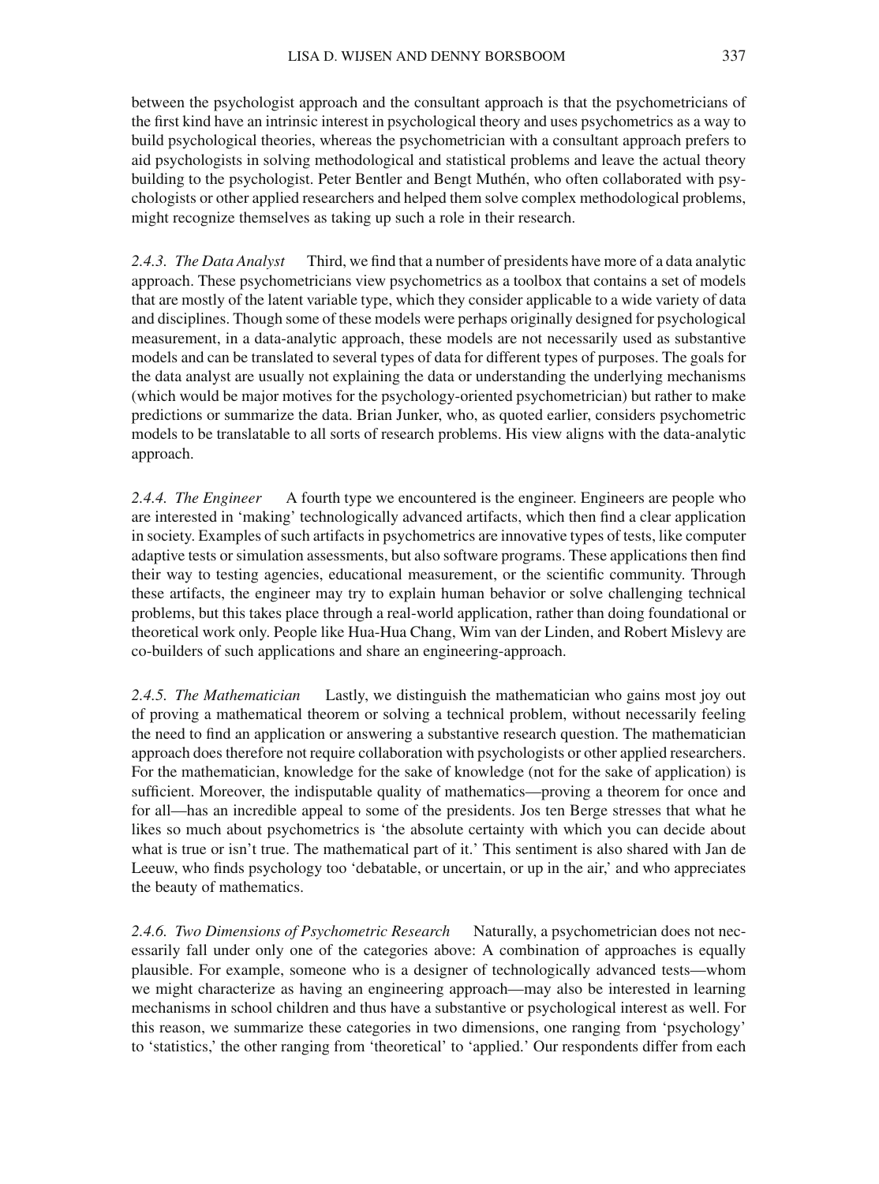between the psychologist approach and the consultant approach is that the psychometricians of the first kind have an intrinsic interest in psychological theory and uses psychometrics as a way to build psychological theories, whereas the psychometrician with a consultant approach prefers to aid psychologists in solving methodological and statistical problems and leave the actual theory building to the psychologist. Peter Bentler and Bengt Muthén, who often collaborated with psychologists or other applied researchers and helped them solve complex methodological problems, might recognize themselves as taking up such a role in their research.

*2.4.3. The Data Analyst* Third, we find that a number of presidents have more of a data analytic approach. These psychometricians view psychometrics as a toolbox that contains a set of models that are mostly of the latent variable type, which they consider applicable to a wide variety of data and disciplines. Though some of these models were perhaps originally designed for psychological measurement, in a data-analytic approach, these models are not necessarily used as substantive models and can be translated to several types of data for different types of purposes. The goals for the data analyst are usually not explaining the data or understanding the underlying mechanisms (which would be major motives for the psychology-oriented psychometrician) but rather to make predictions or summarize the data. Brian Junker, who, as quoted earlier, considers psychometric models to be translatable to all sorts of research problems. His view aligns with the data-analytic approach.

*2.4.4. The Engineer* A fourth type we encountered is the engineer. Engineers are people who are interested in 'making' technologically advanced artifacts, which then find a clear application in society. Examples of such artifacts in psychometrics are innovative types of tests, like computer adaptive tests or simulation assessments, but also software programs. These applications then find their way to testing agencies, educational measurement, or the scientific community. Through these artifacts, the engineer may try to explain human behavior or solve challenging technical problems, but this takes place through a real-world application, rather than doing foundational or theoretical work only. People like Hua-Hua Chang, Wim van der Linden, and Robert Mislevy are co-builders of such applications and share an engineering-approach.

*2.4.5. The Mathematician* Lastly, we distinguish the mathematician who gains most joy out of proving a mathematical theorem or solving a technical problem, without necessarily feeling the need to find an application or answering a substantive research question. The mathematician approach does therefore not require collaboration with psychologists or other applied researchers. For the mathematician, knowledge for the sake of knowledge (not for the sake of application) is sufficient. Moreover, the indisputable quality of mathematics—proving a theorem for once and for all—has an incredible appeal to some of the presidents. Jos ten Berge stresses that what he likes so much about psychometrics is 'the absolute certainty with which you can decide about what is true or isn't true. The mathematical part of it.' This sentiment is also shared with Jan de Leeuw, who finds psychology too 'debatable, or uncertain, or up in the air,' and who appreciates the beauty of mathematics.

*2.4.6. Two Dimensions of Psychometric Research* Naturally, a psychometrician does not necessarily fall under only one of the categories above: A combination of approaches is equally plausible. For example, someone who is a designer of technologically advanced tests—whom we might characterize as having an engineering approach—may also be interested in learning mechanisms in school children and thus have a substantive or psychological interest as well. For this reason, we summarize these categories in two dimensions, one ranging from 'psychology' to 'statistics,' the other ranging from 'theoretical' to 'applied.' Our respondents differ from each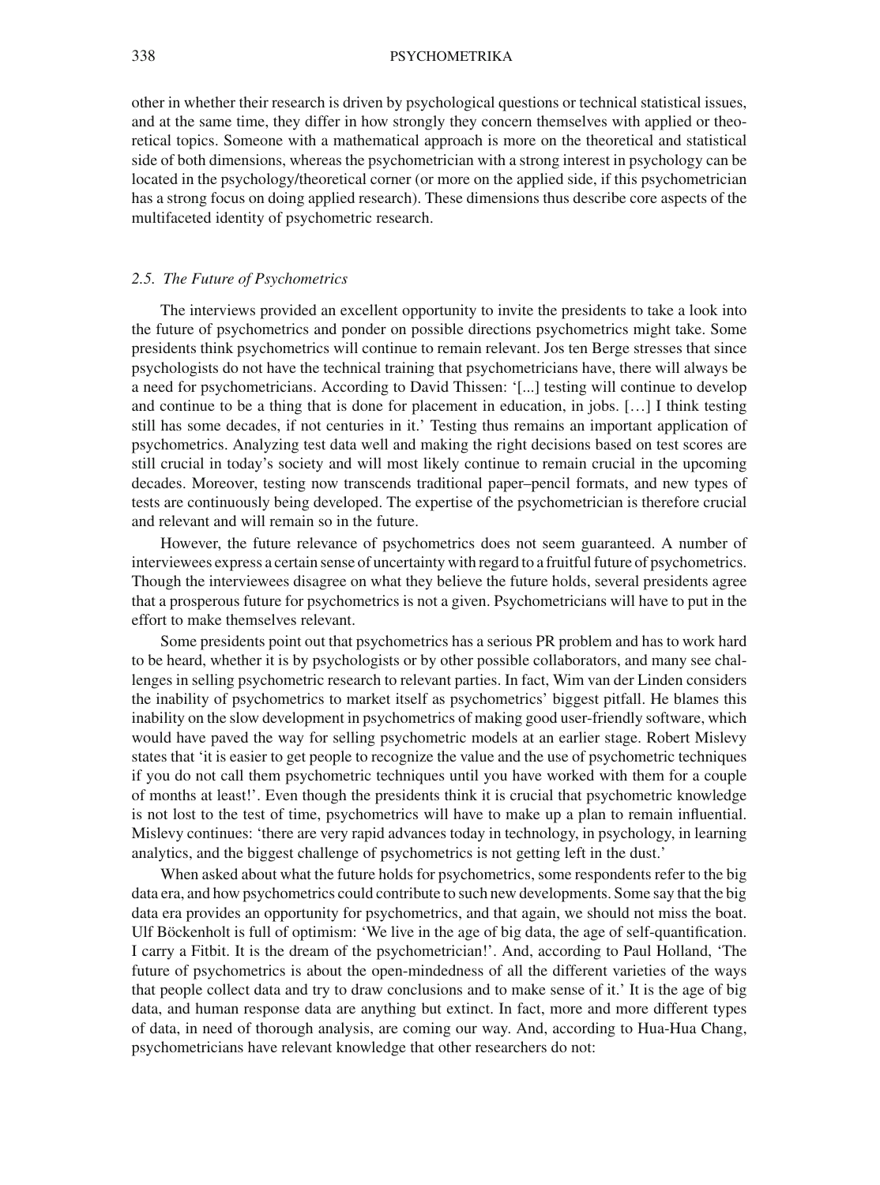other in whether their research is driven by psychological questions or technical statistical issues, and at the same time, they differ in how strongly they concern themselves with applied or theoretical topics. Someone with a mathematical approach is more on the theoretical and statistical side of both dimensions, whereas the psychometrician with a strong interest in psychology can be located in the psychology/theoretical corner (or more on the applied side, if this psychometrician has a strong focus on doing applied research). These dimensions thus describe core aspects of the multifaceted identity of psychometric research.

### *2.5. The Future of Psychometrics*

The interviews provided an excellent opportunity to invite the presidents to take a look into the future of psychometrics and ponder on possible directions psychometrics might take. Some presidents think psychometrics will continue to remain relevant. Jos ten Berge stresses that since psychologists do not have the technical training that psychometricians have, there will always be a need for psychometricians. According to David Thissen: '[...] testing will continue to develop and continue to be a thing that is done for placement in education, in jobs. […] I think testing still has some decades, if not centuries in it.' Testing thus remains an important application of psychometrics. Analyzing test data well and making the right decisions based on test scores are still crucial in today's society and will most likely continue to remain crucial in the upcoming decades. Moreover, testing now transcends traditional paper–pencil formats, and new types of tests are continuously being developed. The expertise of the psychometrician is therefore crucial and relevant and will remain so in the future.

However, the future relevance of psychometrics does not seem guaranteed. A number of interviewees express a certain sense of uncertainty with regard to a fruitful future of psychometrics. Though the interviewees disagree on what they believe the future holds, several presidents agree that a prosperous future for psychometrics is not a given. Psychometricians will have to put in the effort to make themselves relevant.

Some presidents point out that psychometrics has a serious PR problem and has to work hard to be heard, whether it is by psychologists or by other possible collaborators, and many see challenges in selling psychometric research to relevant parties. In fact, Wim van der Linden considers the inability of psychometrics to market itself as psychometrics' biggest pitfall. He blames this inability on the slow development in psychometrics of making good user-friendly software, which would have paved the way for selling psychometric models at an earlier stage. Robert Mislevy states that 'it is easier to get people to recognize the value and the use of psychometric techniques if you do not call them psychometric techniques until you have worked with them for a couple of months at least!'. Even though the presidents think it is crucial that psychometric knowledge is not lost to the test of time, psychometrics will have to make up a plan to remain influential. Mislevy continues: 'there are very rapid advances today in technology, in psychology, in learning analytics, and the biggest challenge of psychometrics is not getting left in the dust.'

When asked about what the future holds for psychometrics, some respondents refer to the big data era, and how psychometrics could contribute to such new developments. Some say that the big data era provides an opportunity for psychometrics, and that again, we should not miss the boat. Ulf Böckenholt is full of optimism: 'We live in the age of big data, the age of self-quantification. I carry a Fitbit. It is the dream of the psychometrician!'. And, according to Paul Holland, 'The future of psychometrics is about the open-mindedness of all the different varieties of the ways that people collect data and try to draw conclusions and to make sense of it.' It is the age of big data, and human response data are anything but extinct. In fact, more and more different types of data, in need of thorough analysis, are coming our way. And, according to Hua-Hua Chang, psychometricians have relevant knowledge that other researchers do not: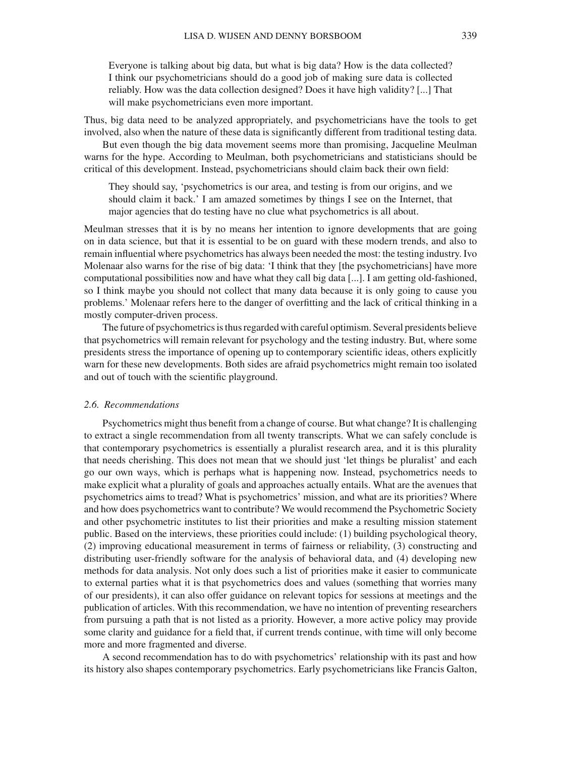> Everyone is talking about big data, but what is big data? How is the data collected? I think our psychometricians should do a good job of making sure data is collected reliably. How was the data collection designed? Does it have high validity? [...] That will make psychometricians even more important.

Thus, big data need to be analyzed appropriately, and psychometricians have the tools to get involved, also when the nature of these data is significantly different from traditional testing data.

But even though the big data movement seems more than promising, Jacqueline Meulman warns for the hype. According to Meulman, both psychometricians and statisticians should be critical of this development. Instead, psychometricians should claim back their own field:

> They should say, 'psychometrics is our area, and testing is from our origins, and we should claim it back.' I am amazed sometimes by things I see on the Internet, that major agencies that do testing have no clue what psychometrics is all about.

Meulman stresses that it is by no means her intention to ignore developments that are going on in data science, but that it is essential to be on guard with these modern trends, and also to remain influential where psychometrics has always been needed the most: the testing industry. Ivo Molenaar also warns for the rise of big data: 'I think that they [the psychometricians] have more computational possibilities now and have what they call big data [...]. I am getting old-fashioned, so I think maybe you should not collect that many data because it is only going to cause you problems.' Molenaar refers here to the danger of overfitting and the lack of critical thinking in a mostly computer-driven process.

The future of psychometrics is thus regarded with careful optimism. Several presidents believe that psychometrics will remain relevant for psychology and the testing industry. But, where some presidents stress the importance of opening up to contemporary scientific ideas, others explicitly warn for these new developments. Both sides are afraid psychometrics might remain too isolated and out of touch with the scientific playground.

### *2.6. Recommendations*

Psychometrics might thus benefit from a change of course. But what change? It is challenging to extract a single recommendation from all twenty transcripts. What we can safely conclude is that contemporary psychometrics is essentially a pluralist research area, and it is this plurality that needs cherishing. This does not mean that we should just 'let things be pluralist' and each go our own ways, which is perhaps what is happening now. Instead, psychometrics needs to make explicit what a plurality of goals and approaches actually entails. What are the avenues that psychometrics aims to tread? What is psychometrics' mission, and what are its priorities? Where and how does psychometrics want to contribute? We would recommend the Psychometric Society and other psychometric institutes to list their priorities and make a resulting mission statement public. Based on the interviews, these priorities could include: (1) building psychological theory, (2) improving educational measurement in terms of fairness or reliability, (3) constructing and distributing user-friendly software for the analysis of behavioral data, and (4) developing new methods for data analysis. Not only does such a list of priorities make it easier to communicate to external parties what it is that psychometrics does and values (something that worries many of our presidents), it can also offer guidance on relevant topics for sessions at meetings and the publication of articles. With this recommendation, we have no intention of preventing researchers from pursuing a path that is not listed as a priority. However, a more active policy may provide some clarity and guidance for a field that, if current trends continue, with time will only become more and more fragmented and diverse.

A second recommendation has to do with psychometrics' relationship with its past and how its history also shapes contemporary psychometrics. Early psychometricians like Francis Galton,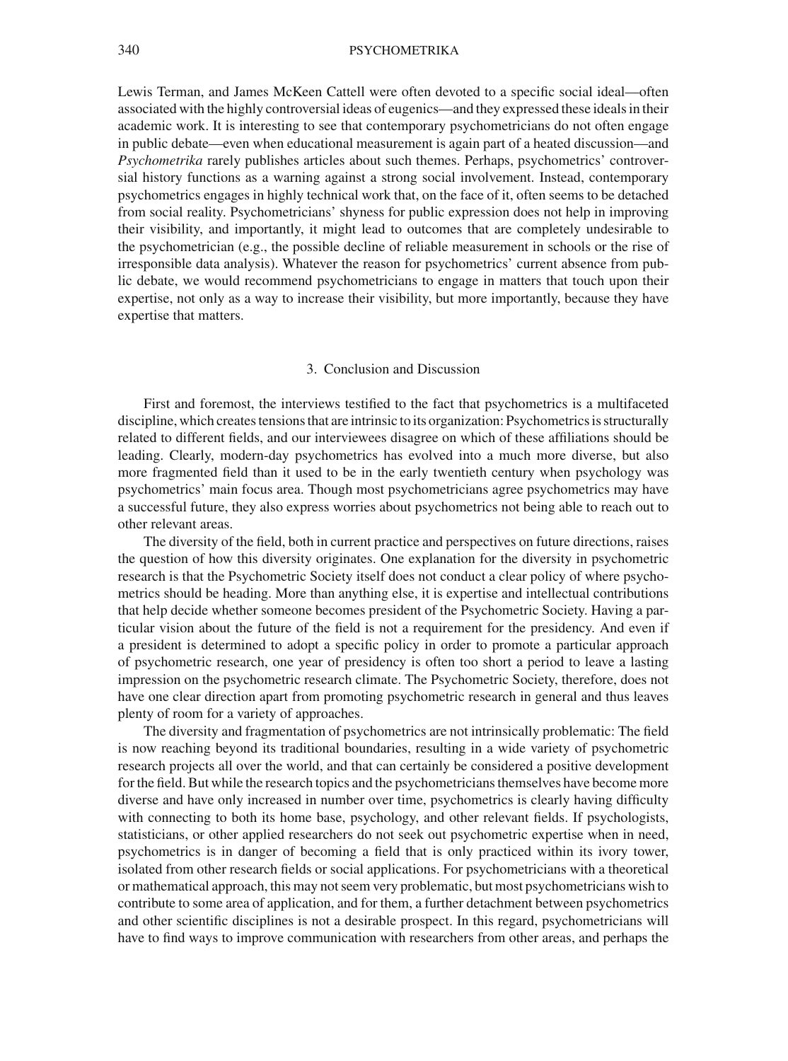Lewis Terman, and James McKeen Cattell were often devoted to a specific social ideal—often associated with the highly controversial ideas of eugenics—and they expressed these ideals in their academic work. It is interesting to see that contemporary psychometricians do not often engage in public debate—even when educational measurement is again part of a heated discussion—and *Psychometrika* rarely publishes articles about such themes. Perhaps, psychometrics' controversial history functions as a warning against a strong social involvement. Instead, contemporary psychometrics engages in highly technical work that, on the face of it, often seems to be detached from social reality. Psychometricians' shyness for public expression does not help in improving their visibility, and importantly, it might lead to outcomes that are completely undesirable to the psychometrician (e.g., the possible decline of reliable measurement in schools or the rise of irresponsible data analysis). Whatever the reason for psychometrics' current absence from public debate, we would recommend psychometricians to engage in matters that touch upon their expertise, not only as a way to increase their visibility, but more importantly, because they have expertise that matters.

## 3. Conclusion and Discussion

First and foremost, the interviews testified to the fact that psychometrics is a multifaceted discipline, which creates tensions that are intrinsic to its organization: Psychometrics is structurally related to different fields, and our interviewees disagree on which of these affiliations should be leading. Clearly, modern-day psychometrics has evolved into a much more diverse, but also more fragmented field than it used to be in the early twentieth century when psychology was psychometrics' main focus area. Though most psychometricians agree psychometrics may have a successful future, they also express worries about psychometrics not being able to reach out to other relevant areas.

The diversity of the field, both in current practice and perspectives on future directions, raises the question of how this diversity originates. One explanation for the diversity in psychometric research is that the Psychometric Society itself does not conduct a clear policy of where psychometrics should be heading. More than anything else, it is expertise and intellectual contributions that help decide whether someone becomes president of the Psychometric Society. Having a particular vision about the future of the field is not a requirement for the presidency. And even if a president is determined to adopt a specific policy in order to promote a particular approach of psychometric research, one year of presidency is often too short a period to leave a lasting impression on the psychometric research climate. The Psychometric Society, therefore, does not have one clear direction apart from promoting psychometric research in general and thus leaves plenty of room for a variety of approaches.

The diversity and fragmentation of psychometrics are not intrinsically problematic: The field is now reaching beyond its traditional boundaries, resulting in a wide variety of psychometric research projects all over the world, and that can certainly be considered a positive development for the field. But while the research topics and the psychometricians themselves have become more diverse and have only increased in number over time, psychometrics is clearly having difficulty with connecting to both its home base, psychology, and other relevant fields. If psychologists, statisticians, or other applied researchers do not seek out psychometric expertise when in need, psychometrics is in danger of becoming a field that is only practiced within its ivory tower, isolated from other research fields or social applications. For psychometricians with a theoretical or mathematical approach, this may not seem very problematic, but most psychometricians wish to contribute to some area of application, and for them, a further detachment between psychometrics and other scientific disciplines is not a desirable prospect. In this regard, psychometricians will have to find ways to improve communication with researchers from other areas, and perhaps the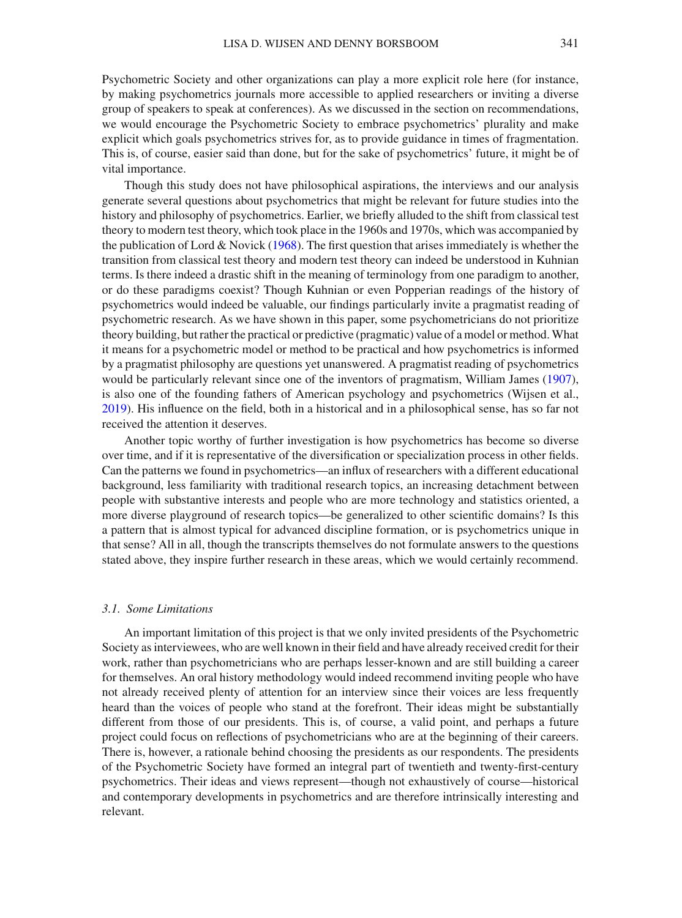Psychometric Society and other organizations can play a more explicit role here (for instance, by making psychometrics journals more accessible to applied researchers or inviting a diverse group of speakers to speak at conferences). As we discussed in the section on recommendations, we would encourage the Psychometric Society to embrace psychometrics' plurality and make explicit which goals psychometrics strives for, as to provide guidance in times of fragmentation. This is, of course, easier said than done, but for the sake of psychometrics' future, it might be of vital importance.

Though this study does not have philosophical aspirations, the interviews and our analysis generate several questions about psychometrics that might be relevant for future studies into the history and philosophy of psychometrics. Earlier, we briefly alluded to the shift from classical test theory to modern test theory, which took place in the 1960s and 1970s, which was accompanied by the publication of Lord & Novick (1968). The first question that arises immediately is whether the transition from classical test theory and modern test theory can indeed be understood in Kuhnian terms. Is there indeed a drastic shift in the meaning of terminology from one paradigm to another, or do these paradigms coexist? Though Kuhnian or even Popperian readings of the history of psychometrics would indeed be valuable, our findings particularly invite a pragmatist reading of psychometric research. As we have shown in this paper, some psychometricians do not prioritize theory building, but rather the practical or predictive (pragmatic) value of a model or method. What it means for a psychometric model or method to be practical and how psychometrics is informed by a pragmatist philosophy are questions yet unanswered. A pragmatist reading of psychometrics would be particularly relevant since one of the inventors of pragmatism, William James (1907), is also one of the founding fathers of American psychology and psychometrics (Wijsen et al., 2019). His influence on the field, both in a historical and in a philosophical sense, has so far not received the attention it deserves.

Another topic worthy of further investigation is how psychometrics has become so diverse over time, and if it is representative of the diversification or specialization process in other fields. Can the patterns we found in psychometrics—an influx of researchers with a different educational background, less familiarity with traditional research topics, an increasing detachment between people with substantive interests and people who are more technology and statistics oriented, a more diverse playground of research topics—be generalized to other scientific domains? Is this a pattern that is almost typical for advanced discipline formation, or is psychometrics unique in that sense? All in all, though the transcripts themselves do not formulate answers to the questions stated above, they inspire further research in these areas, which we would certainly recommend.

### *3.1. Some Limitations*

An important limitation of this project is that we only invited presidents of the Psychometric Society as interviewees, who are well known in their field and have already received credit for their work, rather than psychometricians who are perhaps lesser-known and are still building a career for themselves. An oral history methodology would indeed recommend inviting people who have not already received plenty of attention for an interview since their voices are less frequently heard than the voices of people who stand at the forefront. Their ideas might be substantially different from those of our presidents. This is, of course, a valid point, and perhaps a future project could focus on reflections of psychometricians who are at the beginning of their careers. There is, however, a rationale behind choosing the presidents as our respondents. The presidents of the Psychometric Society have formed an integral part of twentieth and twenty-first-century psychometrics. Their ideas and views represent—though not exhaustively of course—historical and contemporary developments in psychometrics and are therefore intrinsically interesting and relevant.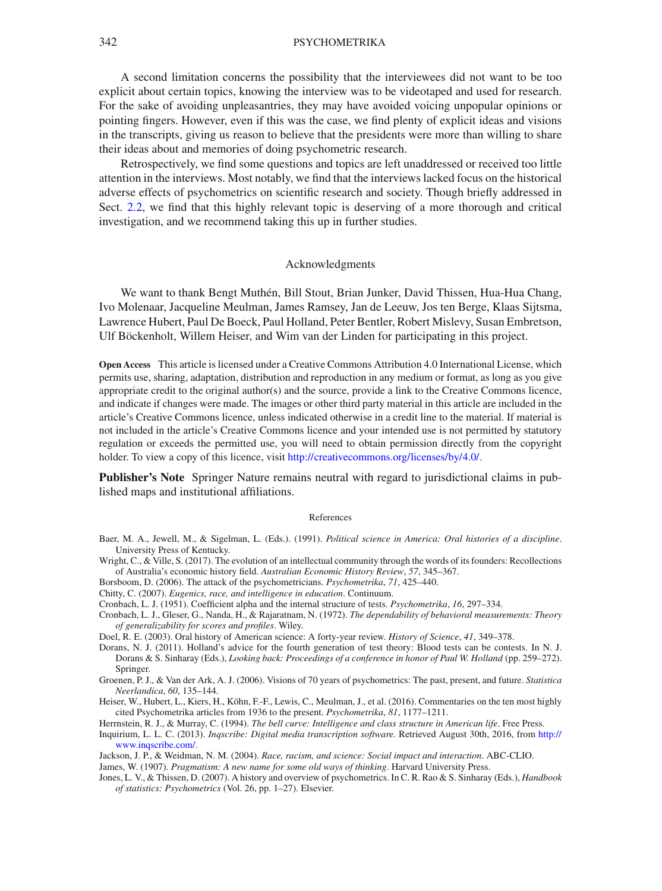A second limitation concerns the possibility that the interviewees did not want to be too explicit about certain topics, knowing the interview was to be videotaped and used for research. For the sake of avoiding unpleasantries, they may have avoided voicing unpopular opinions or pointing fingers. However, even if this was the case, we find plenty of explicit ideas and visions in the transcripts, giving us reason to believe that the presidents were more than willing to share their ideas about and memories of doing psychometric research.

Retrospectively, we find some questions and topics are left unaddressed or received too little attention in the interviews. Most notably, we find that the interviews lacked focus on the historical adverse effects of psychometrics on scientific research and society. Though briefly addressed in Sect. 2.2, we find that this highly relevant topic is deserving of a more thorough and critical investigation, and we recommend taking this up in further studies.

## Acknowledgments

We want to thank Bengt Muthén, Bill Stout, Brian Junker, David Thissen, Hua-Hua Chang, Ivo Molenaar, Jacqueline Meulman, James Ramsey, Jan de Leeuw, Jos ten Berge, Klaas Sijtsma, Lawrence Hubert, Paul De Boeck, Paul Holland, Peter Bentler, Robert Mislevy, Susan Embretson, Ulf Böckenholt, Willem Heiser, and Wim van der Linden for participating in this project.

**Open Access** This article is licensed under a Creative Commons Attribution 4.0 International License, which permits use, sharing, adaptation, distribution and reproduction in any medium or format, as long as you give appropriate credit to the original author(s) and the source, provide a link to the Creative Commons licence, and indicate if changes were made. The images or other third party material in this article are included in the article's Creative Commons licence, unless indicated otherwise in a credit line to the material. If material is not included in the article's Creative Commons licence and your intended use is not permitted by statutory regulation or exceeds the permitted use, you will need to obtain permission directly from the copyright holder. To view a copy of this licence, visit http://creativecommons.org/licenses/by/4.0/.

**Publisher's Note** Springer Nature remains neutral with regard to jurisdictional claims in published maps and institutional affiliations.

## References

Baer, M. A., Jewell, M., & Sigelman, L. (Eds.). (1991). *Political science in America: Oral histories of a discipline*. University Press of Kentucky.

Wright, C., & Ville, S. (2017). The evolution of an intellectual community through the words of its founders: Recollections of Australia's economic history field. *Australian Economic History Review*, *57*, 345–367.

Borsboom, D. (2006). The attack of the psychometricians. *Psychometrika*, *71*, 425–440.

Chitty, C. (2007). *Eugenics, race, and intelligence in education*. Continuum.

Cronbach, L. J. (1951). Coefficient alpha and the internal structure of tests. *Psychometrika*, *16*, 297–334.

Cronbach, L. J., Gleser, G., Nanda, H., & Rajaratnam, N. (1972). *The dependability of behavioral measurements: Theory of generalizability for scores and profiles*. Wiley.

Doel, R. E. (2003). Oral history of American science: A forty-year review. *History of Science*, *41*, 349–378.

Dorans, N. J. (2011). Holland's advice for the fourth generation of test theory: Blood tests can be contests. In N. J. Dorans & S. Sinharay (Eds.), *Looking back: Proceedings of a conference in honor of Paul W. Holland* (pp. 259–272). Springer.

Groenen, P. J., & Van der Ark, A. J. (2006). Visions of 70 years of psychometrics: The past, present, and future. *Statistica Neerlandica*, *60*, 135–144.

Heiser, W., Hubert, L., Kiers, H., Köhn, F.-F., Lewis, C., Meulman, J., et al. (2016). Commentaries on the ten most highly cited Psychometrika articles from 1936 to the present. *Psychometrika*, *81*, 1177–1211.

Herrnstein, R. J., & Murray, C. (1994). *The bell curve: Intelligence and class structure in American life*. Free Press.

Inquirium, L. L. C. (2013). *Inqscribe: Digital media transcription software.* Retrieved August 30th, 2016, from http://www.inqscribe.com/.

Jackson, J. P., & Weidman, N. M. (2004). *Race, racism, and science: Social impact and interaction*. ABC-CLIO.

James, W. (1907). *Pragmatism: A new name for some old ways of thinking*. Harvard University Press.

Jones, L. V., & Thissen, D. (2007). A history and overview of psychometrics. In C. R. Rao & S. Sinharay (Eds.), *Handbook of statistics: Psychometrics* (Vol. 26, pp. 1–27). Elsevier.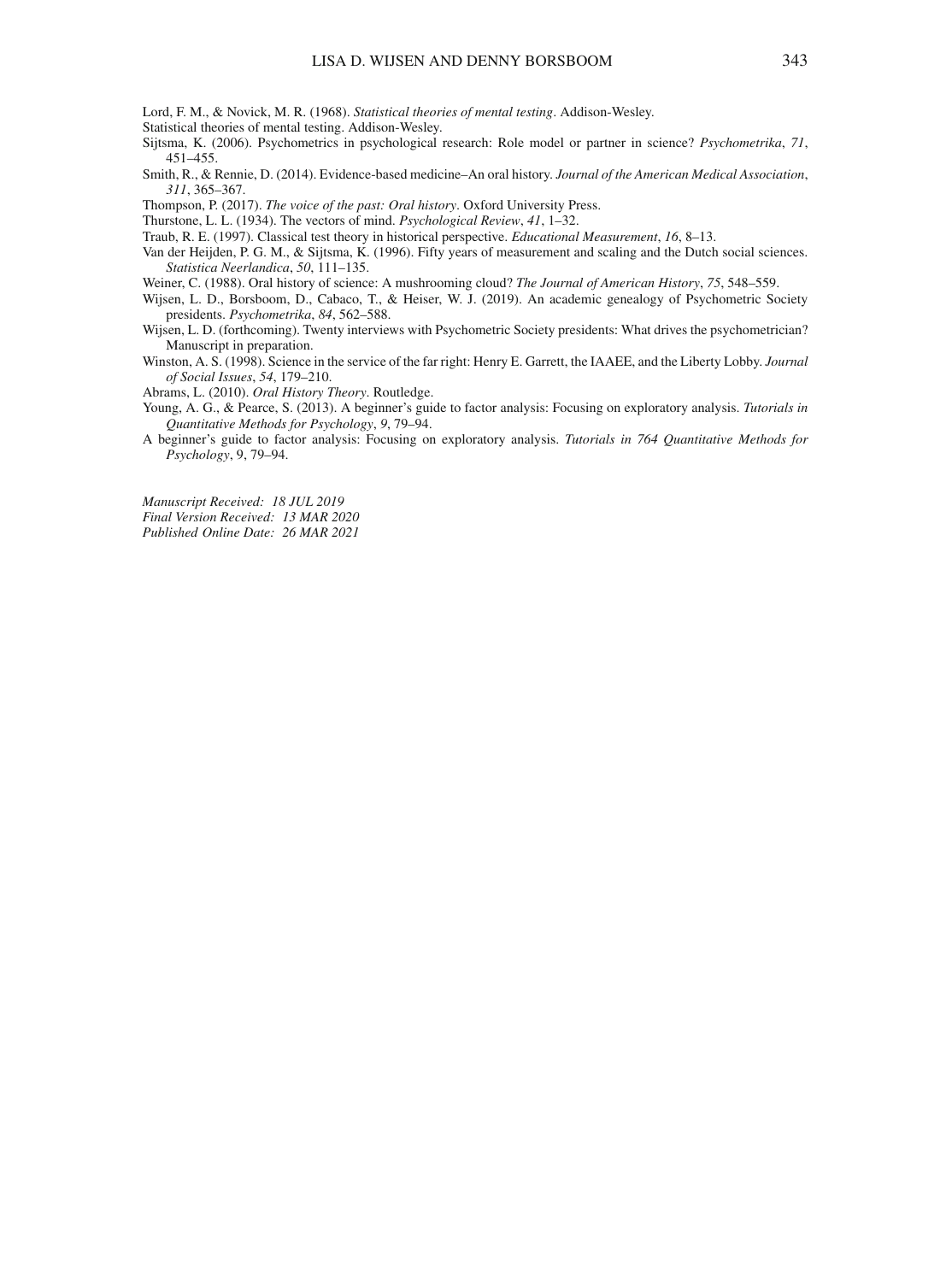Lord, F. M., & Novick, M. R. (1968). *Statistical theories of mental testing*. Addison-Wesley.

Statistical theories of mental testing. Addison-Wesley.

Sijtsma, K. (2006). Psychometrics in psychological research: Role model or partner in science? *Psychometrika*, *71*, 451–455.

Smith, R., & Rennie, D. (2014). Evidence-based medicine–An oral history. *Journal of the American Medical Association*, *311*, 365–367.

Thompson, P. (2017). *The voice of the past: Oral history*. Oxford University Press.

Thurstone, L. L. (1934). The vectors of mind. *Psychological Review*, *41*, 1–32.

Traub, R. E. (1997). Classical test theory in historical perspective. *Educational Measurement*, *16*, 8–13.

Van der Heijden, P. G. M., & Sijtsma, K. (1996). Fifty years of measurement and scaling and the Dutch social sciences. *Statistica Neerlandica*, *50*, 111–135.

Weiner, C. (1988). Oral history of science: A mushrooming cloud? *The Journal of American History*, *75*, 548–559.

Wijsen, L. D., Borsboom, D., Cabaco, T., & Heiser, W. J. (2019). An academic genealogy of Psychometric Society presidents. *Psychometrika*, *84*, 562–588.

Wijsen, L. D. (forthcoming). Twenty interviews with Psychometric Society presidents: What drives the psychometrician? Manuscript in preparation.

Winston, A. S. (1998). Science in the service of the far right: Henry E. Garrett, the IAAEE, and the Liberty Lobby. *Journal of Social Issues*, *54*, 179–210.

Abrams, L. (2010). *Oral History Theory*. Routledge.

Young, A. G., & Pearce, S. (2013). A beginner's guide to factor analysis: Focusing on exploratory analysis. *Tutorials in Quantitative Methods for Psychology*, *9*, 79–94.

A beginner's guide to factor analysis: Focusing on exploratory analysis. *Tutorials in 764 Quantitative Methods for Psychology*, 9, 79–94.

*Manuscript Received: 18 JUL 2019*
*Final Version Received: 13 MAR 2020*
*Published Online Date: 26 MAR 2021*